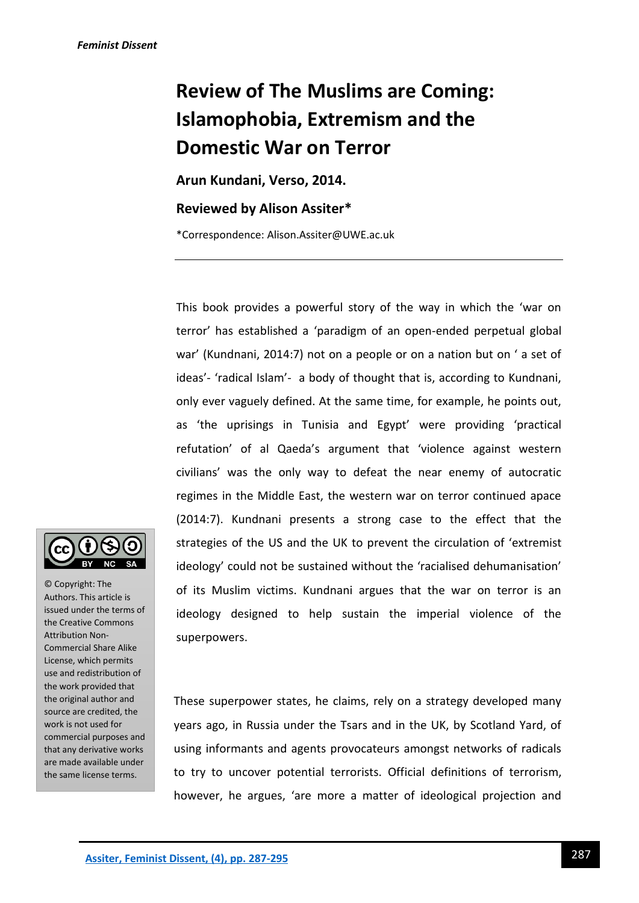# Review of The Muslims are Coming: Islamophobia, Extremism and the Domestic War on Terror

**Arun Kundani, Verso, 2014.**

**Reviewed by Alison Assiter***

*Correspondence: Alison.Assiter@UWE.ac.uk

---

© Copyright: The Authors. This article is issued under the terms of the Creative Commons Attribution Non-Commercial Share Alike License, which permits use and redistribution of the work provided that the original author and source are credited, the work is not used for commercial purposes and that any derivative works are made available under the same license terms.

This book provides a powerful story of the way in which the 'war on terror' has established a 'paradigm of an open-ended perpetual global war' (Kundnani, 2014:7) not on a people or on a nation but on ' a set of ideas'- 'radical Islam'- a body of thought that is, according to Kundnani, only ever vaguely defined. At the same time, for example, he points out, as 'the uprisings in Tunisia and Egypt' were providing 'practical refutation' of al Qaeda's argument that 'violence against western civilians' was the only way to defeat the near enemy of autocratic regimes in the Middle East, the western war on terror continued apace (2014:7). Kundnani presents a strong case to the effect that the strategies of the US and the UK to prevent the circulation of 'extremist ideology' could not be sustained without the 'racialised dehumanisation' of its Muslim victims. Kundnani argues that the war on terror is an ideology designed to help sustain the imperial violence of the superpowers.

These superpower states, he claims, rely on a strategy developed many years ago, in Russia under the Tsars and in the UK, by Scotland Yard, of using informants and agents provocateurs amongst networks of radicals to try to uncover potential terrorists. Official definitions of terrorism, however, he argues, 'are more a matter of ideological projection and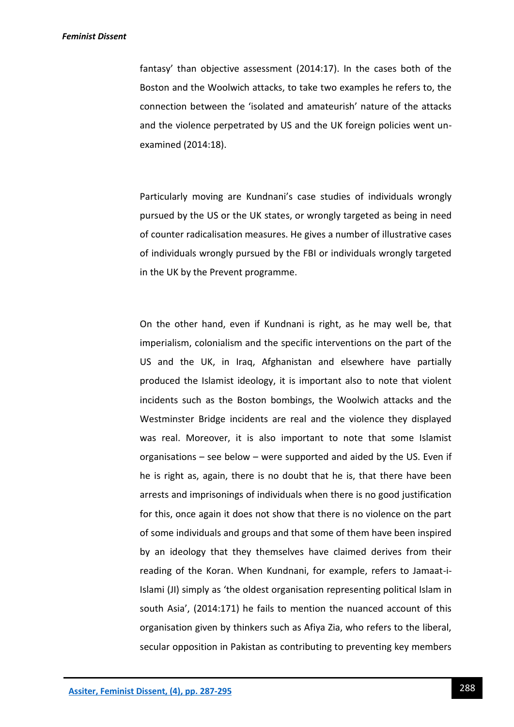fantasy' than objective assessment (2014:17). In the cases both of the Boston and the Woolwich attacks, to take two examples he refers to, the connection between the 'isolated and amateurish' nature of the attacks and the violence perpetrated by US and the UK foreign policies went un-examined (2014:18).

Particularly moving are Kundnani's case studies of individuals wrongly pursued by the US or the UK states, or wrongly targeted as being in need of counter radicalisation measures. He gives a number of illustrative cases of individuals wrongly pursued by the FBI or individuals wrongly targeted in the UK by the Prevent programme.

On the other hand, even if Kundnani is right, as he may well be, that imperialism, colonialism and the specific interventions on the part of the US and the UK, in Iraq, Afghanistan and elsewhere have partially produced the Islamist ideology, it is important also to note that violent incidents such as the Boston bombings, the Woolwich attacks and the Westminster Bridge incidents are real and the violence they displayed was real. Moreover, it is also important to note that some Islamist organisations – see below – were supported and aided by the US. Even if he is right as, again, there is no doubt that he is, that there have been arrests and imprisonings of individuals when there is no good justification for this, once again it does not show that there is no violence on the part of some individuals and groups and that some of them have been inspired by an ideology that they themselves have claimed derives from their reading of the Koran. When Kundnani, for example, refers to Jamaat-i-Islami (JI) simply as 'the oldest organisation representing political Islam in south Asia', (2014:171) he fails to mention the nuanced account of this organisation given by thinkers such as Afiya Zia, who refers to the liberal, secular opposition in Pakistan as contributing to preventing key members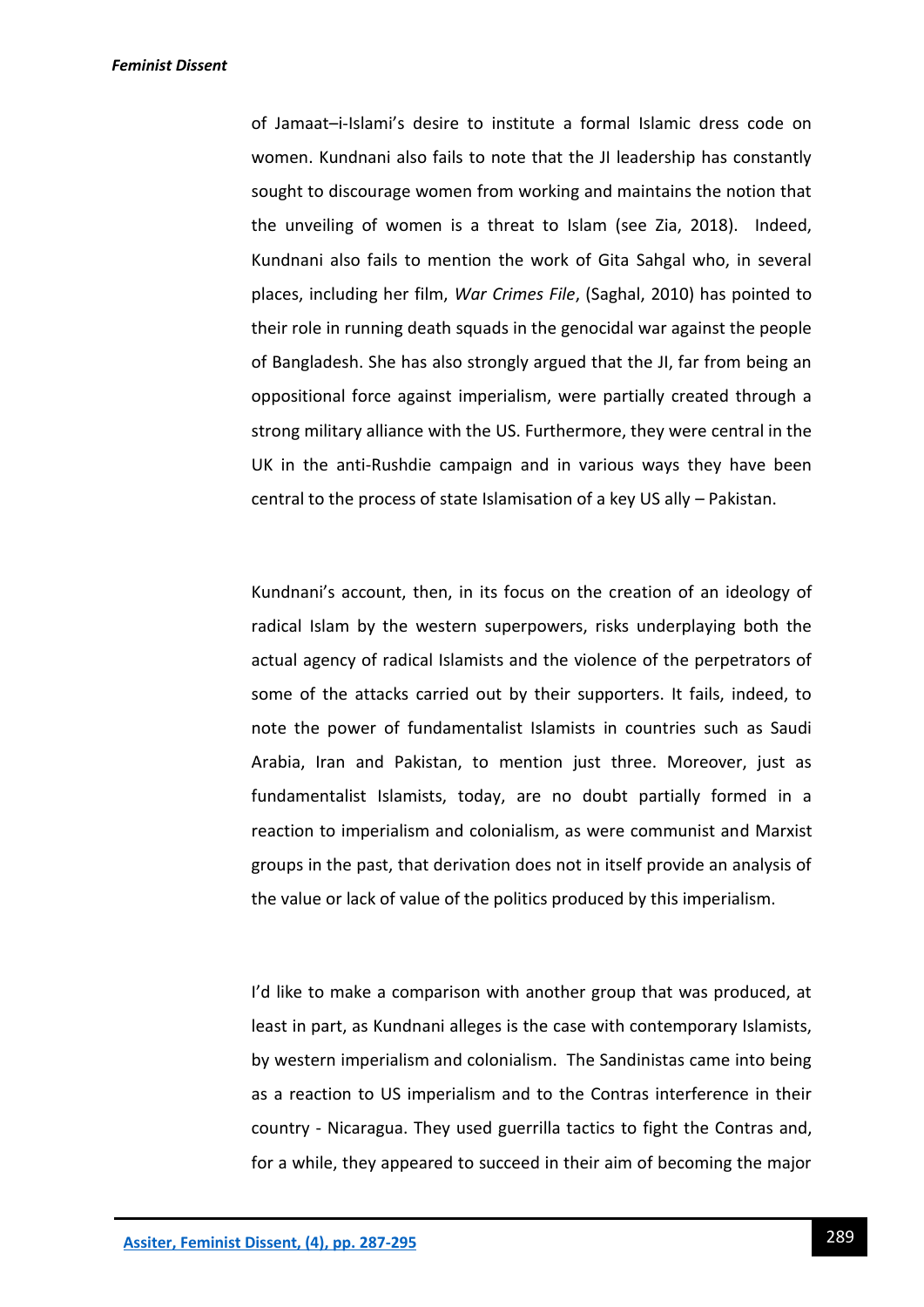of Jamaat–i-Islami's desire to institute a formal Islamic dress code on women. Kundnani also fails to note that the JI leadership has constantly sought to discourage women from working and maintains the notion that the unveiling of women is a threat to Islam (see Zia, 2018). Indeed, Kundnani also fails to mention the work of Gita Sahgal who, in several places, including her film, *War Crimes File*, (Saghal, 2010) has pointed to their role in running death squads in the genocidal war against the people of Bangladesh. She has also strongly argued that the JI, far from being an oppositional force against imperialism, were partially created through a strong military alliance with the US. Furthermore, they were central in the UK in the anti-Rushdie campaign and in various ways they have been central to the process of state Islamisation of a key US ally – Pakistan.

Kundnani's account, then, in its focus on the creation of an ideology of radical Islam by the western superpowers, risks underplaying both the actual agency of radical Islamists and the violence of the perpetrators of some of the attacks carried out by their supporters. It fails, indeed, to note the power of fundamentalist Islamists in countries such as Saudi Arabia, Iran and Pakistan, to mention just three. Moreover, just as fundamentalist Islamists, today, are no doubt partially formed in a reaction to imperialism and colonialism, as were communist and Marxist groups in the past, that derivation does not in itself provide an analysis of the value or lack of value of the politics produced by this imperialism.

I'd like to make a comparison with another group that was produced, at least in part, as Kundnani alleges is the case with contemporary Islamists, by western imperialism and colonialism. The Sandinistas came into being as a reaction to US imperialism and to the Contras interference in their country - Nicaragua. They used guerrilla tactics to fight the Contras and, for a while, they appeared to succeed in their aim of becoming the major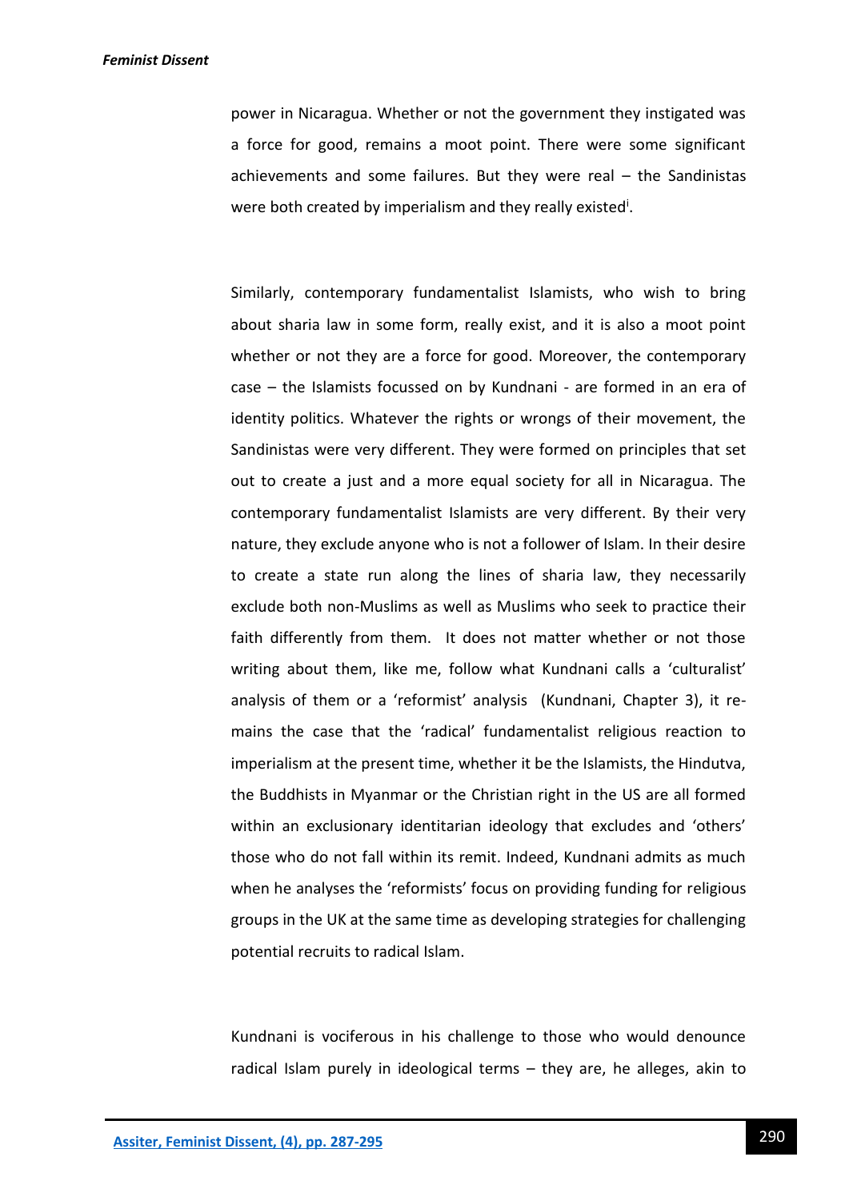power in Nicaragua. Whether or not the government they instigated was a force for good, remains a moot point. There were some significant achievements and some failures. But they were real – the Sandinistas were both created by imperialism and they really existed[i].

Similarly, contemporary fundamentalist Islamists, who wish to bring about sharia law in some form, really exist, and it is also a moot point whether or not they are a force for good. Moreover, the contemporary case – the Islamists focussed on by Kundnani - are formed in an era of identity politics. Whatever the rights or wrongs of their movement, the Sandinistas were very different. They were formed on principles that set out to create a just and a more equal society for all in Nicaragua. The contemporary fundamentalist Islamists are very different. By their very nature, they exclude anyone who is not a follower of Islam. In their desire to create a state run along the lines of sharia law, they necessarily exclude both non-Muslims as well as Muslims who seek to practice their faith differently from them. It does not matter whether or not those writing about them, like me, follow what Kundnani calls a 'culturalist' analysis of them or a 'reformist' analysis (Kundnani, Chapter 3), it remains the case that the 'radical' fundamentalist religious reaction to imperialism at the present time, whether it be the Islamists, the Hindutva, the Buddhists in Myanmar or the Christian right in the US are all formed within an exclusionary identitarian ideology that excludes and 'others' those who do not fall within its remit. Indeed, Kundnani admits as much when he analyses the 'reformists' focus on providing funding for religious groups in the UK at the same time as developing strategies for challenging potential recruits to radical Islam.

Kundnani is vociferous in his challenge to those who would denounce radical Islam purely in ideological terms – they are, he alleges, akin to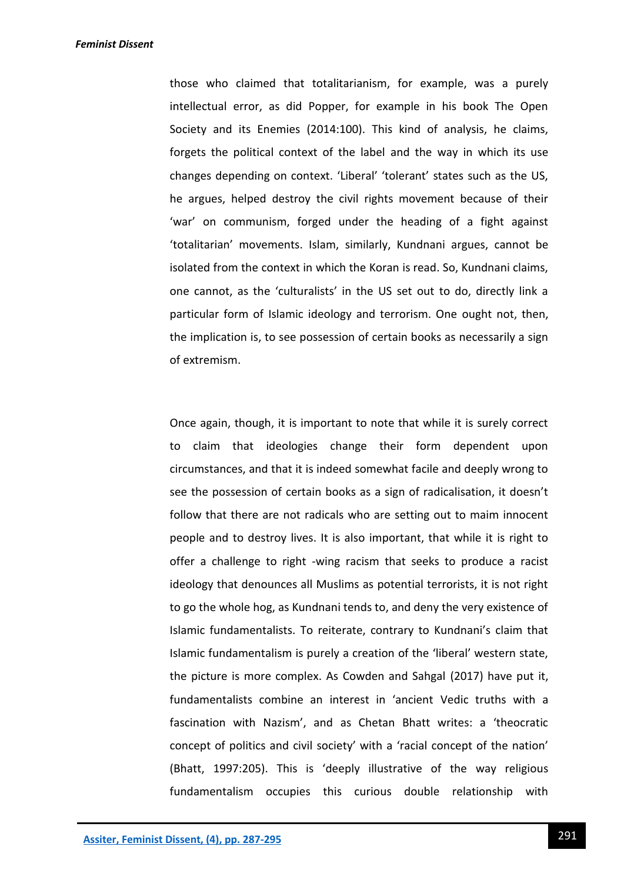those who claimed that totalitarianism, for example, was a purely intellectual error, as did Popper, for example in his book The Open Society and its Enemies (2014:100). This kind of analysis, he claims, forgets the political context of the label and the way in which its use changes depending on context. 'Liberal' 'tolerant' states such as the US, he argues, helped destroy the civil rights movement because of their 'war' on communism, forged under the heading of a fight against 'totalitarian' movements. Islam, similarly, Kundnani argues, cannot be isolated from the context in which the Koran is read. So, Kundnani claims, one cannot, as the 'culturalists' in the US set out to do, directly link a particular form of Islamic ideology and terrorism. One ought not, then, the implication is, to see possession of certain books as necessarily a sign of extremism.

Once again, though, it is important to note that while it is surely correct to claim that ideologies change their form dependent upon circumstances, and that it is indeed somewhat facile and deeply wrong to see the possession of certain books as a sign of radicalisation, it doesn't follow that there are not radicals who are setting out to maim innocent people and to destroy lives. It is also important, that while it is right to offer a challenge to right -wing racism that seeks to produce a racist ideology that denounces all Muslims as potential terrorists, it is not right to go the whole hog, as Kundnani tends to, and deny the very existence of Islamic fundamentalists. To reiterate, contrary to Kundnani's claim that Islamic fundamentalism is purely a creation of the 'liberal' western state, the picture is more complex. As Cowden and Sahgal (2017) have put it, fundamentalists combine an interest in 'ancient Vedic truths with a fascination with Nazism', and as Chetan Bhatt writes: a 'theocratic concept of politics and civil society' with a 'racial concept of the nation' (Bhatt, 1997:205). This is 'deeply illustrative of the way religious fundamentalism occupies this curious double relationship with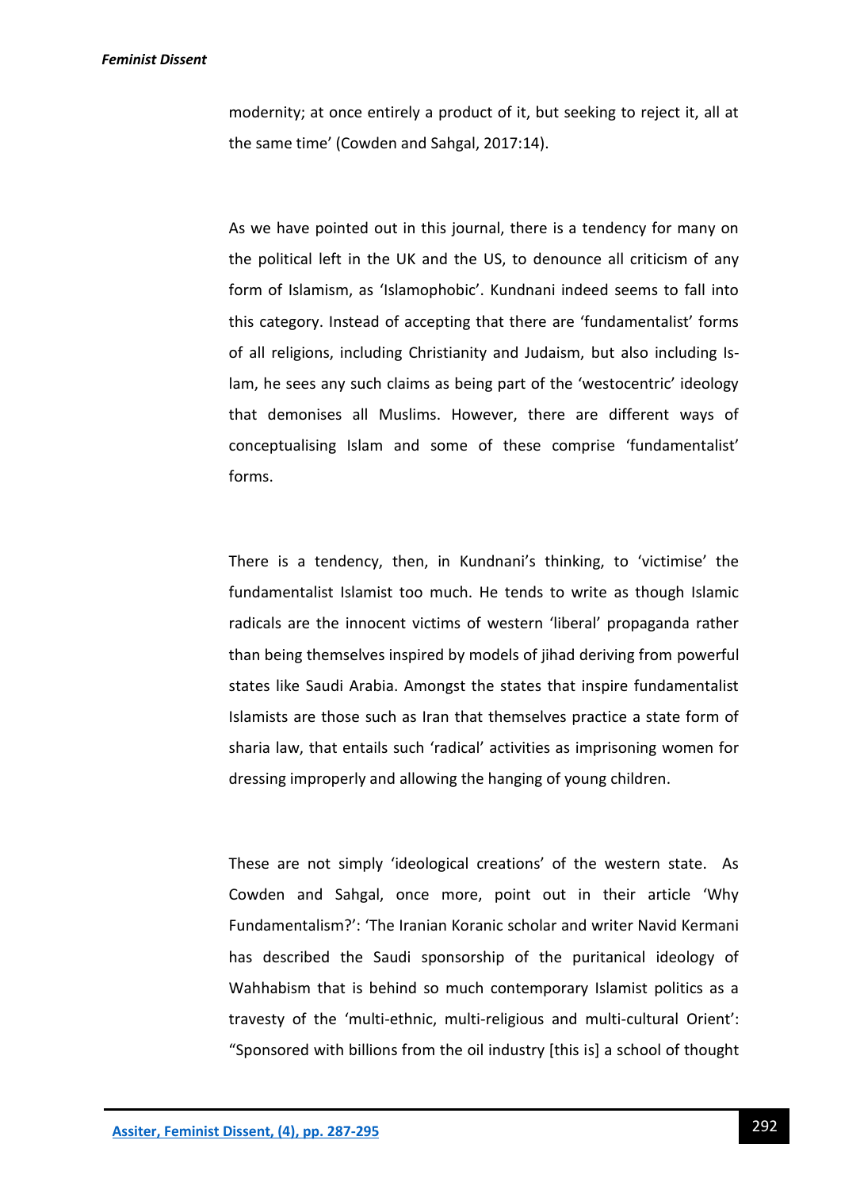modernity; at once entirely a product of it, but seeking to reject it, all at the same time' (Cowden and Sahgal, 2017:14).

As we have pointed out in this journal, there is a tendency for many on the political left in the UK and the US, to denounce all criticism of any form of Islamism, as 'Islamophobic'. Kundnani indeed seems to fall into this category. Instead of accepting that there are 'fundamentalist' forms of all religions, including Christianity and Judaism, but also including Islam, he sees any such claims as being part of the 'westocentric' ideology that demonises all Muslims. However, there are different ways of conceptualising Islam and some of these comprise 'fundamentalist' forms.

There is a tendency, then, in Kundnani's thinking, to 'victimise' the fundamentalist Islamist too much. He tends to write as though Islamic radicals are the innocent victims of western 'liberal' propaganda rather than being themselves inspired by models of jihad deriving from powerful states like Saudi Arabia. Amongst the states that inspire fundamentalist Islamists are those such as Iran that themselves practice a state form of sharia law, that entails such 'radical' activities as imprisoning women for dressing improperly and allowing the hanging of young children.

These are not simply 'ideological creations' of the western state. As Cowden and Sahgal, once more, point out in their article 'Why Fundamentalism?': 'The Iranian Koranic scholar and writer Navid Kermani has described the Saudi sponsorship of the puritanical ideology of Wahhabism that is behind so much contemporary Islamist politics as a travesty of the 'multi-ethnic, multi-religious and multi-cultural Orient': "Sponsored with billions from the oil industry [this is] a school of thought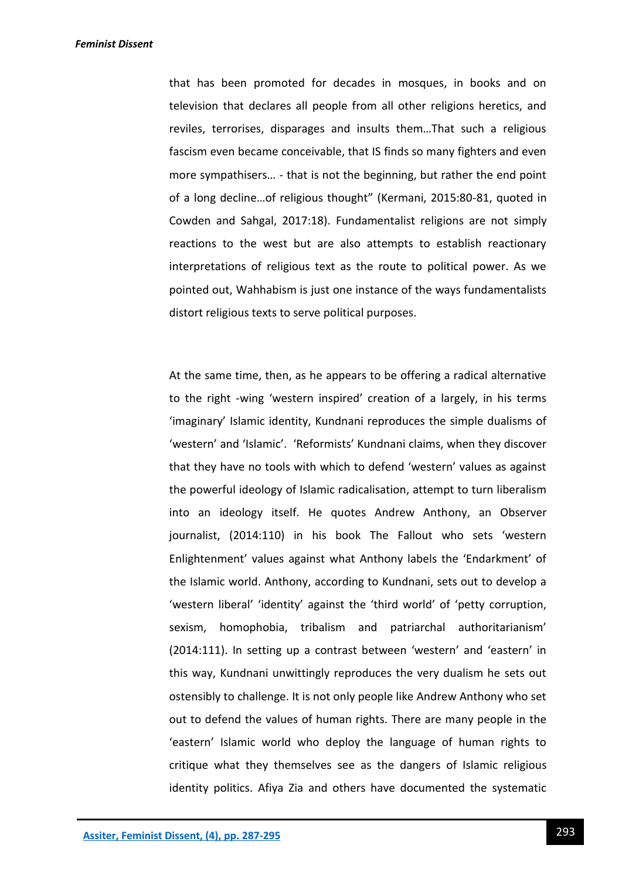that has been promoted for decades in mosques, in books and on television that declares all people from all other religions heretics, and reviles, terrorises, disparages and insults them…That such a religious fascism even became conceivable, that IS finds so many fighters and even more sympathisers… - that is not the beginning, but rather the end point of a long decline…of religious thought" (Kermani, 2015:80-81, quoted in Cowden and Sahgal, 2017:18). Fundamentalist religions are not simply reactions to the west but are also attempts to establish reactionary interpretations of religious text as the route to political power. As we pointed out, Wahhabism is just one instance of the ways fundamentalists distort religious texts to serve political purposes.

At the same time, then, as he appears to be offering a radical alternative to the right -wing 'western inspired' creation of a largely, in his terms 'imaginary' Islamic identity, Kundnani reproduces the simple dualisms of 'western' and 'Islamic'. 'Reformists' Kundnani claims, when they discover that they have no tools with which to defend 'western' values as against the powerful ideology of Islamic radicalisation, attempt to turn liberalism into an ideology itself. He quotes Andrew Anthony, an Observer journalist, (2014:110) in his book The Fallout who sets 'western Enlightenment' values against what Anthony labels the 'Endarkment' of the Islamic world. Anthony, according to Kundnani, sets out to develop a 'western liberal' 'identity' against the 'third world' of 'petty corruption, sexism, homophobia, tribalism and patriarchal authoritarianism' (2014:111). In setting up a contrast between 'western' and 'eastern' in this way, Kundnani unwittingly reproduces the very dualism he sets out ostensibly to challenge. It is not only people like Andrew Anthony who set out to defend the values of human rights. There are many people in the 'eastern' Islamic world who deploy the language of human rights to critique what they themselves see as the dangers of Islamic religious identity politics. Afiya Zia and others have documented the systematic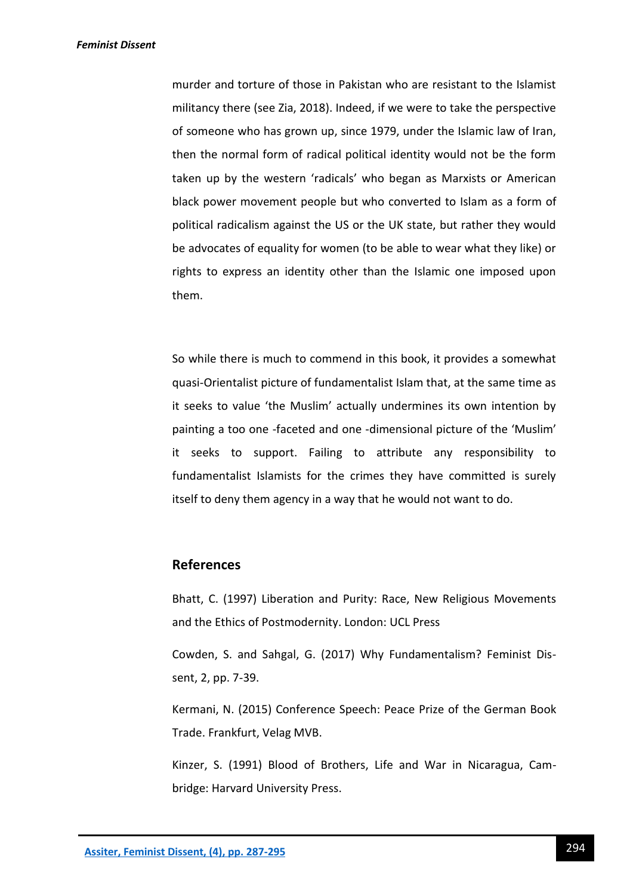murder and torture of those in Pakistan who are resistant to the Islamist militancy there (see Zia, 2018). Indeed, if we were to take the perspective of someone who has grown up, since 1979, under the Islamic law of Iran, then the normal form of radical political identity would not be the form taken up by the western 'radicals' who began as Marxists or American black power movement people but who converted to Islam as a form of political radicalism against the US or the UK state, but rather they would be advocates of equality for women (to be able to wear what they like) or rights to express an identity other than the Islamic one imposed upon them.

So while there is much to commend in this book, it provides a somewhat quasi-Orientalist picture of fundamentalist Islam that, at the same time as it seeks to value 'the Muslim' actually undermines its own intention by painting a too one -faceted and one -dimensional picture of the 'Muslim' it seeks to support. Failing to attribute any responsibility to fundamentalist Islamists for the crimes they have committed is surely itself to deny them agency in a way that he would not want to do.

## References

Bhatt, C. (1997) Liberation and Purity: Race, New Religious Movements and the Ethics of Postmodernity. London: UCL Press

Cowden, S. and Sahgal, G. (2017) Why Fundamentalism? Feminist Dissent, 2, pp. 7-39.

Kermani, N. (2015) Conference Speech: Peace Prize of the German Book Trade. Frankfurt, Velag MVB.

Kinzer, S. (1991) Blood of Brothers, Life and War in Nicaragua, Cambridge: Harvard University Press.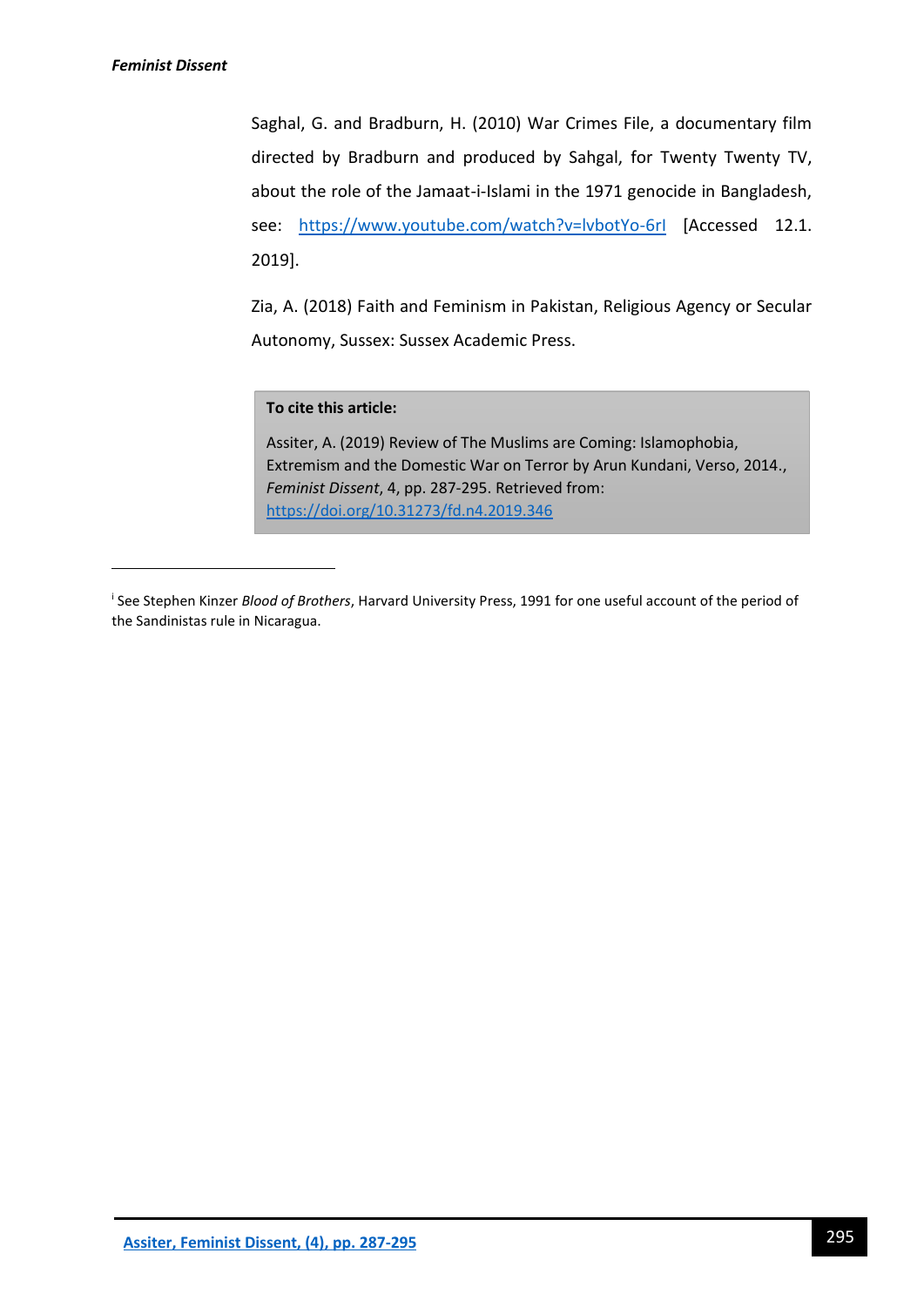Saghal, G. and Bradburn, H. (2010) War Crimes File, a documentary film directed by Bradburn and produced by Sahgal, for Twenty Twenty TV, about the role of the Jamaat-i-Islami in the 1971 genocide in Bangladesh, see: https://www.youtube.com/watch?v=lvbotYo-6rI [Accessed 12.1. 2019].

Zia, A. (2018) Faith and Feminism in Pakistan, Religious Agency or Secular Autonomy, Sussex: Sussex Academic Press.

> **To cite this article:**
>
> Assiter, A. (2019) Review of The Muslims are Coming: Islamophobia, Extremism and the Domestic War on Terror by Arun Kundani, Verso, 2014., *Feminist Dissent*, 4, pp. 287-295. Retrieved from: https://doi.org/10.31273/fd.n4.2019.346

---

[i] See Stephen Kinzer *Blood of Brothers*, Harvard University Press, 1991 for one useful account of the period of the Sandinistas rule in Nicaragua.